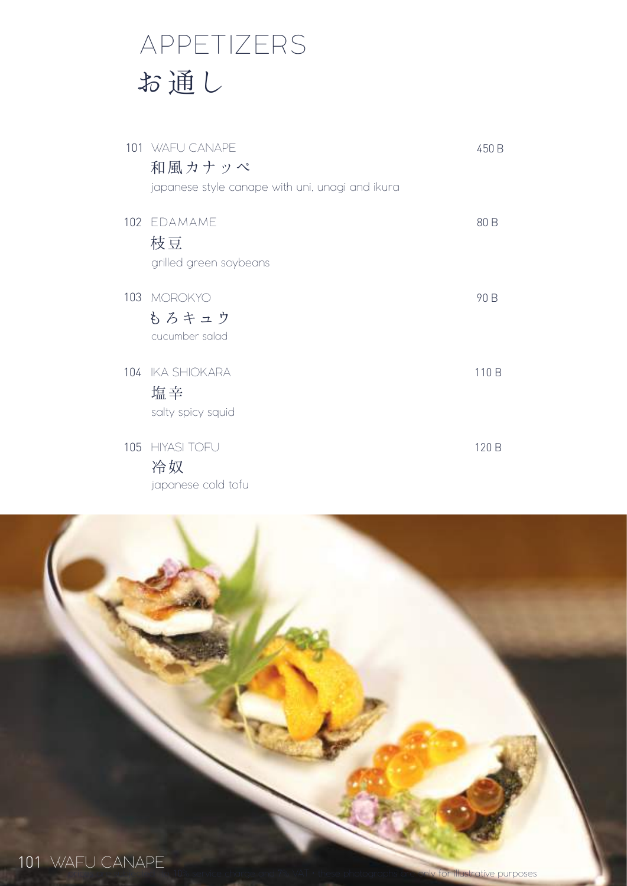# APPETIZERS
# お通し

101 WAFU CANAPE — 450 B
和風カナッペ
japanese style canape with uni, unagi and ikura

102 EDAMAME — 80 B
枝豆
grilled green soybeans

103 MOROKYO — 90 B
もろキュウ
cucumber salad

104 IKA SHIOKARA — 110 B
塩辛
salty spicy squid

105 HIYASI TOFU — 120 B
冷奴
japanese cold tofu

101 WAFU CANAPE

10% service charge and 7% VAT • these photographs are only for illustrative purposes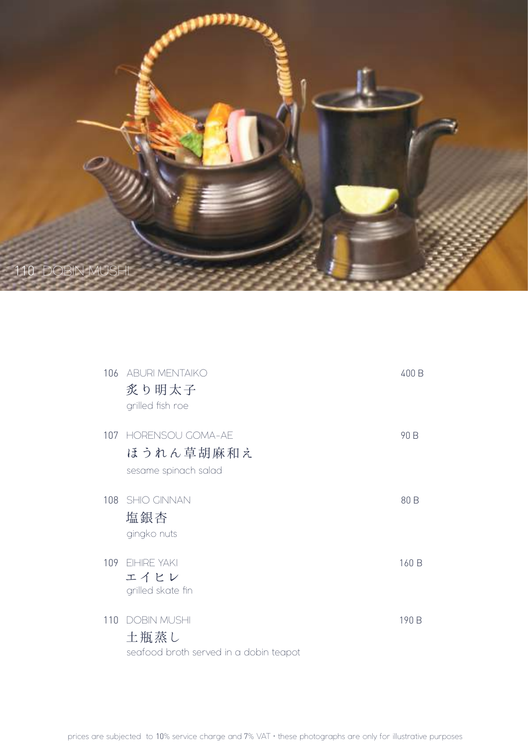110 DOBIN MUSHI

106 ABURI MENTAIKO — 400 B
炙り明太子
grilled fish roe

107 HORENSOU GOMA-AE — 90 B
ほうれん草胡麻和え
sesame spinach salad

108 SHIO GINNAN — 80 B
塩銀杏
gingko nuts

109 EIHIRE YAKI — 160 B
エイヒレ
grilled skate fin

110 DOBIN MUSHI — 190 B
土瓶蒸し
seafood broth served in a dobin teapot

prices are subjected to 10% service charge and 7% VAT · these photographs are only for illustrative purposes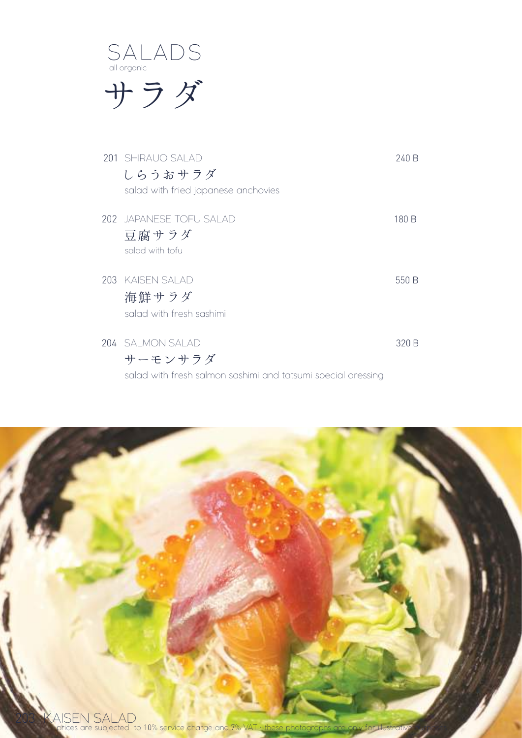# SALADS

all organic

# サラダ

201 SHIRAUO SALAD — 240 B

しらうおサラダ

salad with fried japanese anchovies

202 JAPANESE TOFU SALAD — 180 B

豆腐サラダ

salad with tofu

203 KAISEN SALAD — 550 B

海鮮サラダ

salad with fresh sashimi

204 SALMON SALAD — 320 B

サーモンサラダ

salad with fresh salmon sashimi and tatsumi special dressing

203 KAISEN SALAD

prices are subjected to 10% service charge and 7% VAT : these photographs are only for illustrative purposes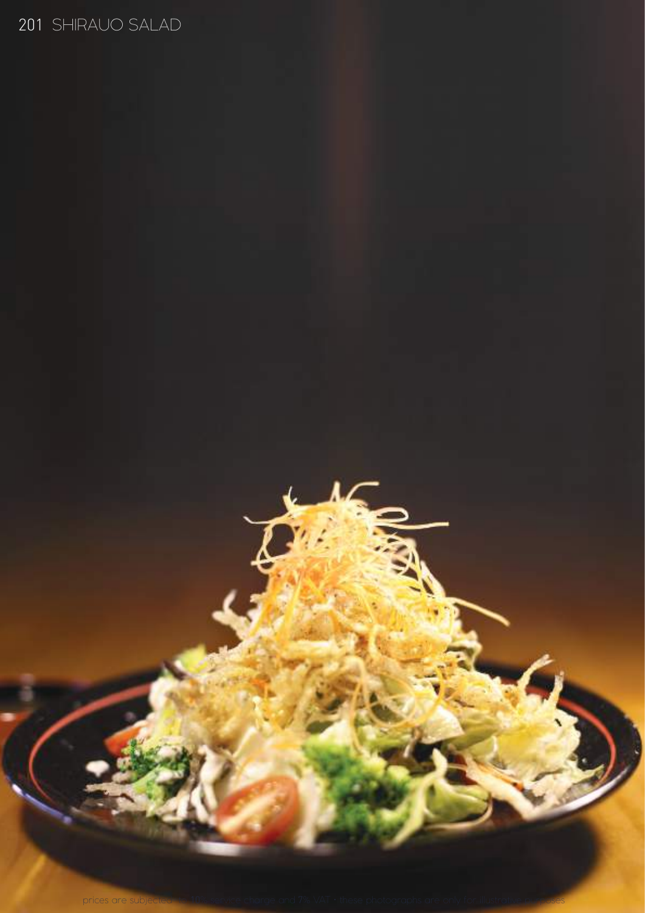201 SHIRAUO SALAD

prices are subjected to 10% service charge and 7% VAT • these photographs are only for illustrative purposes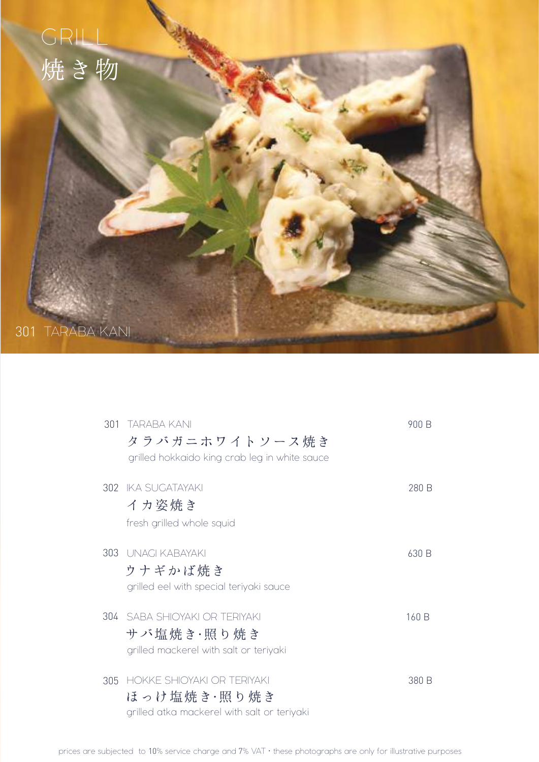# GRILL
# 焼き物

301 TARABA KANI

**301 TARABA KANI** — 900 B
タラバガニホワイトソース焼き
grilled hokkaido king crab leg in white sauce

**302 IKA SUGATAYAKI** — 280 B
イカ姿焼き
fresh grilled whole squid

**303 UNAGI KABAYAKI** — 630 B
ウナギかば焼き
grilled eel with special teriyaki sauce

**304 SABA SHIOYAKI OR TERIYAKI** — 160 B
サバ塩焼き･照り焼き
grilled mackerel with salt or teriyaki

**305 HOKKE SHIOYAKI OR TERIYAKI** — 380 B
ほっけ塩焼き･照り焼き
grilled atka mackerel with salt or teriyaki

prices are subjected to 10% service charge and 7% VAT • these photographs are only for illustrative purposes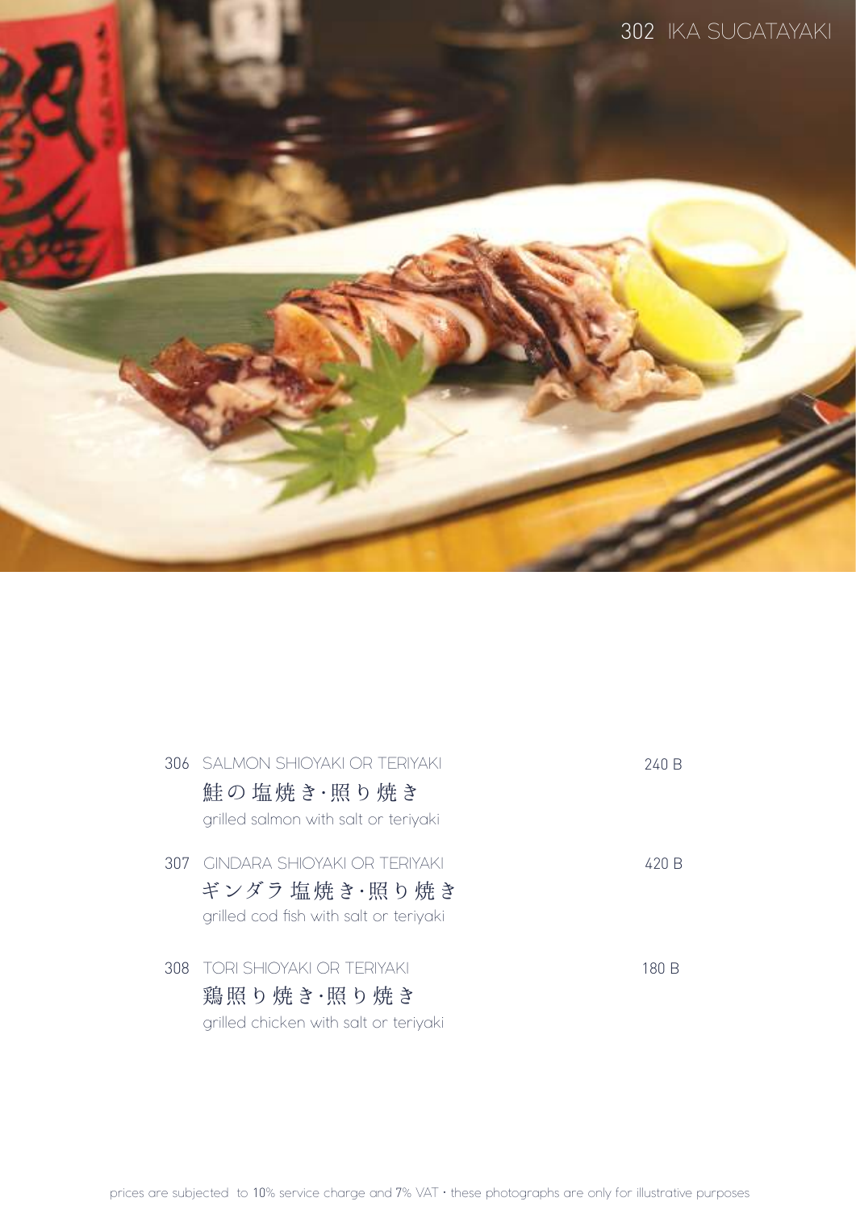302 IKA SUGATAYAKI

306 SALMON SHIOYAKI OR TERIYAKI — 240 B
鮭の塩焼き･照り焼き
grilled salmon with salt or teriyaki

307 GINDARA SHIOYAKI OR TERIYAKI — 420 B
ギンダラ 塩焼き･照り焼き
grilled cod fish with salt or teriyaki

308 TORI SHIOYAKI OR TERIYAKI — 180 B
鶏照り焼き･照り焼き
grilled chicken with salt or teriyaki

prices are subjected to 10% service charge and 7% VAT • these photographs are only for illustrative purposes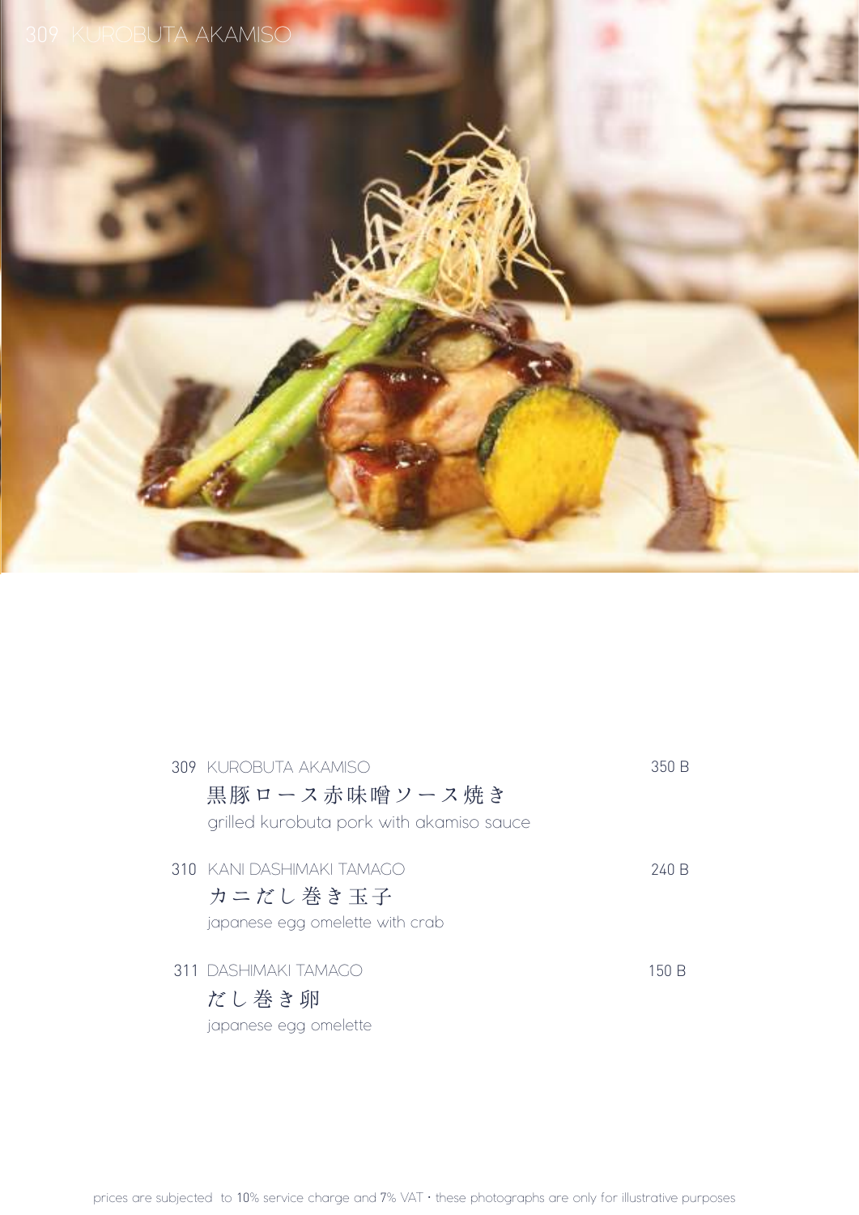309 KUROBUTA AKAMISO

309 KUROBUTA AKAMISO — 350 B
黒豚ロース赤味噌ソース焼き
grilled kurobuta pork with akamiso sauce

310 KANI DASHIMAKI TAMAGO — 240 B
カニだし巻き玉子
japanese egg omelette with crab

311 DASHIMAKI TAMAGO — 150 B
だし巻き卵
japanese egg omelette

prices are subjected to 10% service charge and 7% VAT • these photographs are only for illustrative purposes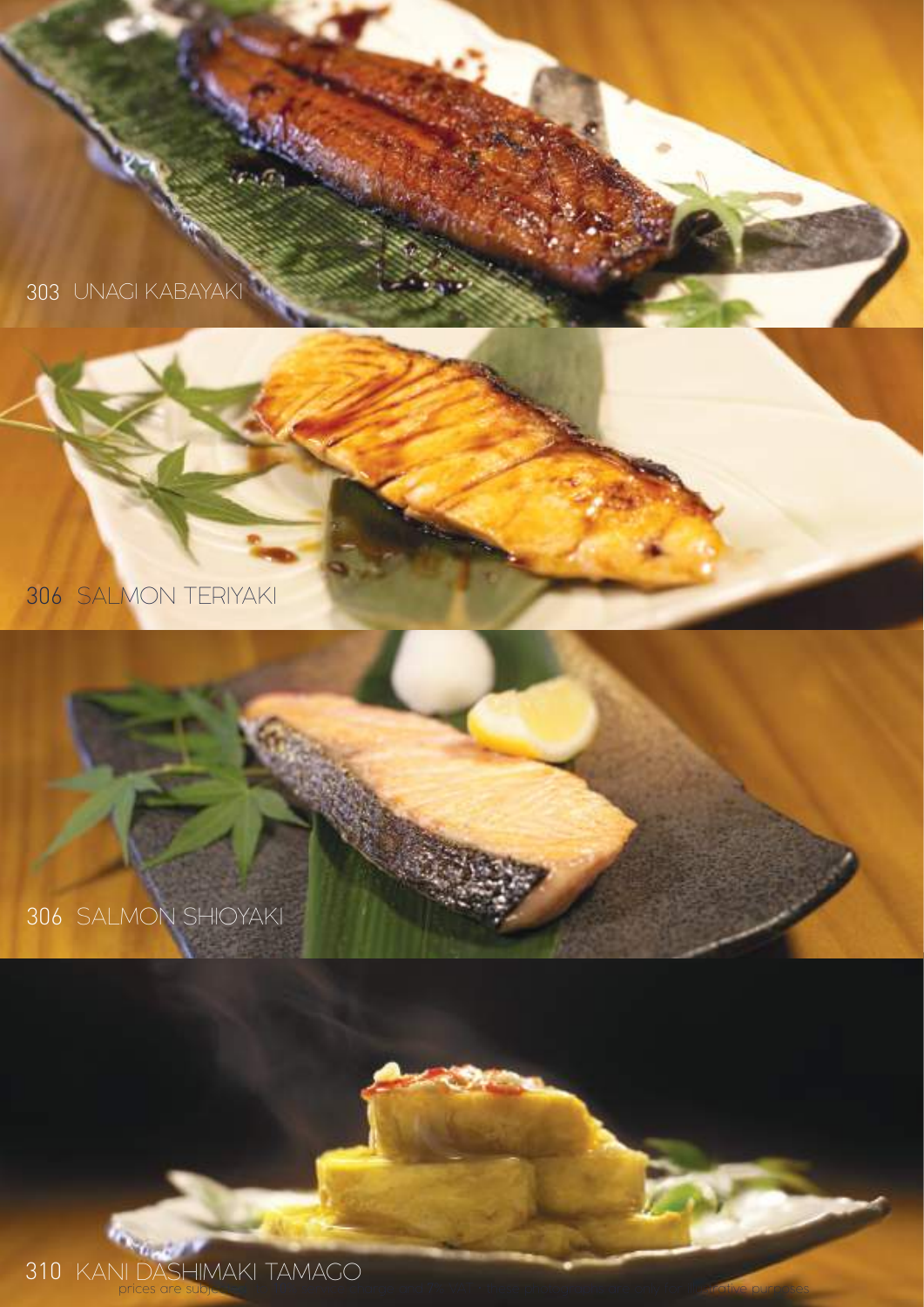303 UNAGI KABAYAKI

306 SALMON TERIYAKI

306 SALMON SHIOYAKI

310 KANI DASHIMAKI TAMAGO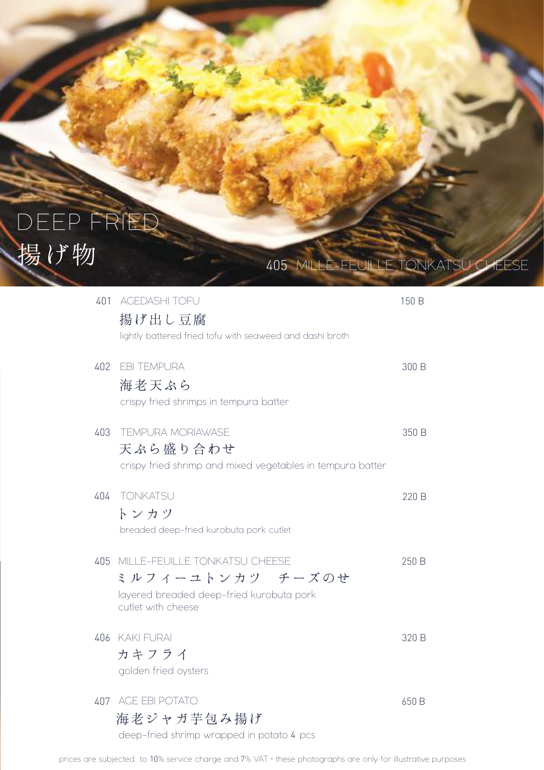# DEEP FRIED
# 揚げ物

405 MILLE-FEUILLE TONKATSU CHEESE

401 AGEDASHI TOFU — 150 B
揚げ出し豆腐
lightly battered fried tofu with seaweed and dashi broth

402 EBI TEMPURA — 300 B
海老天ぷら
crispy fried shrimps in tempura batter

403 TEMPURA MORIAWASE — 350 B
天ぷら盛り合わせ
crispy fried shrimp and mixed vegetables in tempura batter

404 TONKATSU — 220 B
トンカツ
breaded deep-fried kurobuta pork cutlet

405 MILLE-FEUILLE TONKATSU CHEESE — 250 B
ミルフィーユトンカツ　チーズのせ
layered breaded deep-fried kurobuta pork cutlet with cheese

406 KAKI FURAI — 320 B
カキフライ
golden fried oysters

407 AGE EBI POTATO — 650 B
海老ジャガ芋包み揚げ
deep-fried shrimp wrapped in potato 4 pcs

prices are subjected to 10% service charge and 7% VAT • these photographs are only for illustrative purposes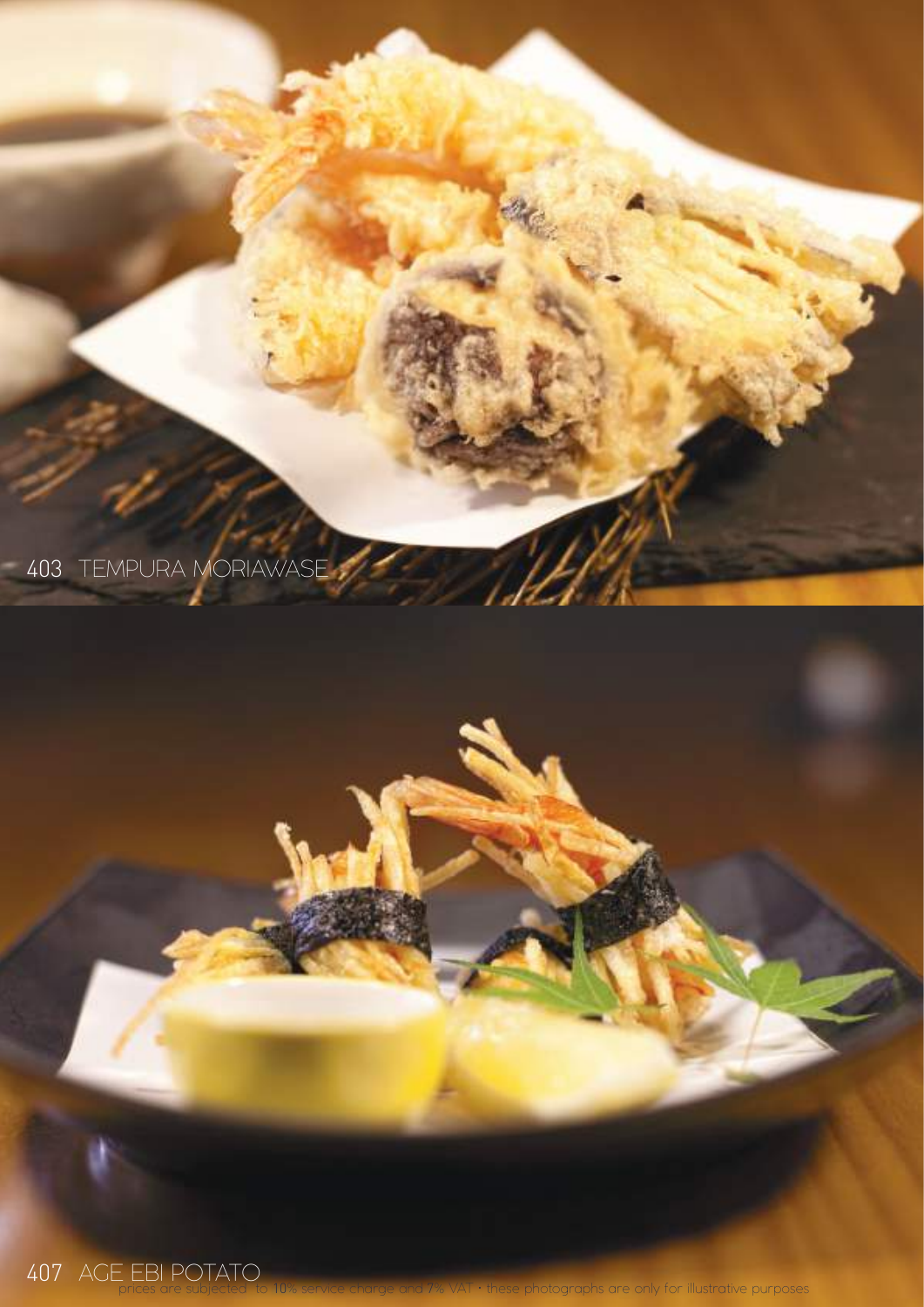403 TEMPURA MORIAWASE

407 AGE EBI POTATO

prices are subjected to 10% service charge and 7% VAT • these photographs are only for illustrative purposes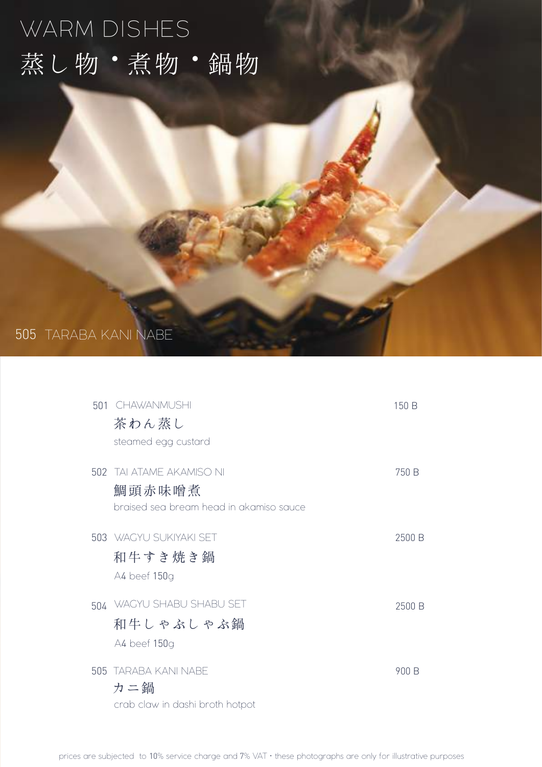# WARM DISHES
# 蒸し物・煮物・鍋物

505 TARABA KANI NABE

501 CHAWANMUSHI — 150 B
茶わん蒸し
steamed egg custard

502 TAI ATAME AKAMISO NI — 750 B
鯛頭赤味噌煮
braised sea bream head in akamiso sauce

503 WAGYU SUKIYAKI SET — 2500 B
和牛すき焼き鍋
A4 beef 150g

504 WAGYU SHABU SHABU SET — 2500 B
和牛しゃぶしゃぶ鍋
A4 beef 150g

505 TARABA KANI NABE — 900 B
カニ鍋
crab claw in dashi broth hotpot

prices are subjected to 10% service charge and 7% VAT・these photographs are only for illustrative purposes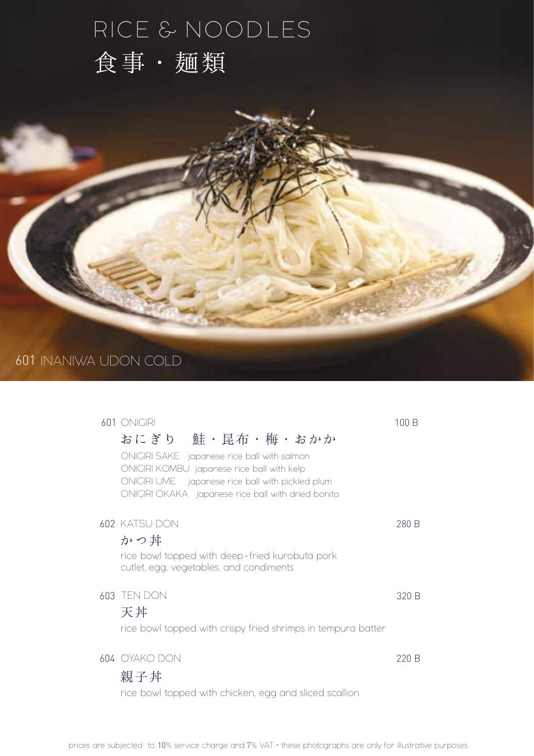# RICE & NOODLES
# 食事・麺類

601 INANIWA UDON COLD

601 ONIGIRI — 100 B

おにぎり　鮭・昆布・梅・おかか

ONIGIRI SAKE　japanese rice ball with salmon
ONIGIRI KOMBU　japanese rice ball with kelp
ONIGIRI UME　japanese rice ball with pickled plum
ONIGIRI OKAKA　japanese rice ball with dried bonito

602 KATSU DON — 280 B

かつ丼

rice bowl topped with deep-fried kurobuta pork cutlet, egg, vegetables, and condiments

603 TEN DON — 320 B

天丼

rice bowl topped with crispy fried shrimps in tempura batter

604 OYAKO DON — 220 B

親子丼

rice bowl topped with chicken, egg and sliced scallion

prices are subjected to 10% service charge and 7% VAT • these photographs are only for illustrative purposes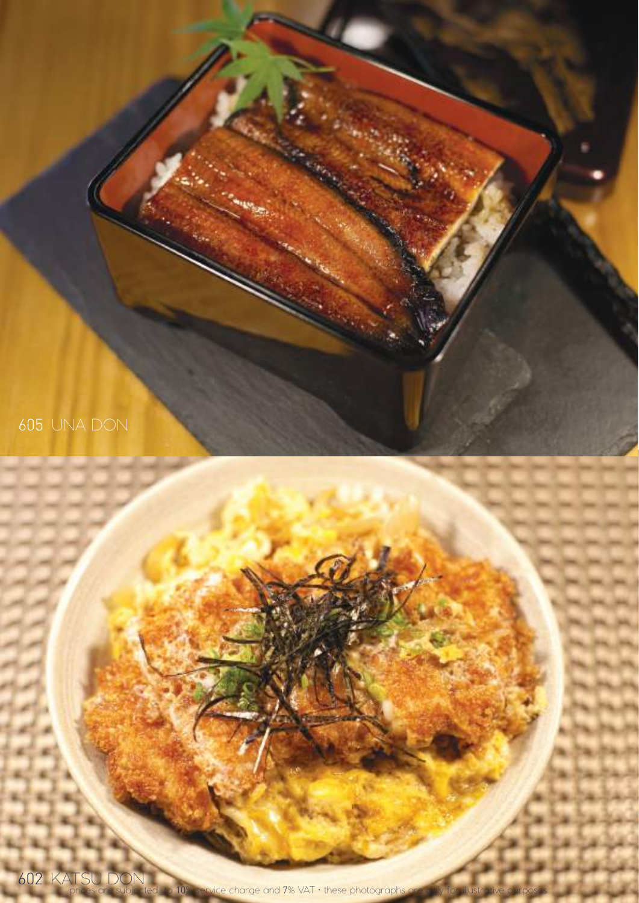605 UNA DON

602 KATSU DON

prices are subjected to 10% service charge and 7% VAT · these photographs are only for illustrative purposes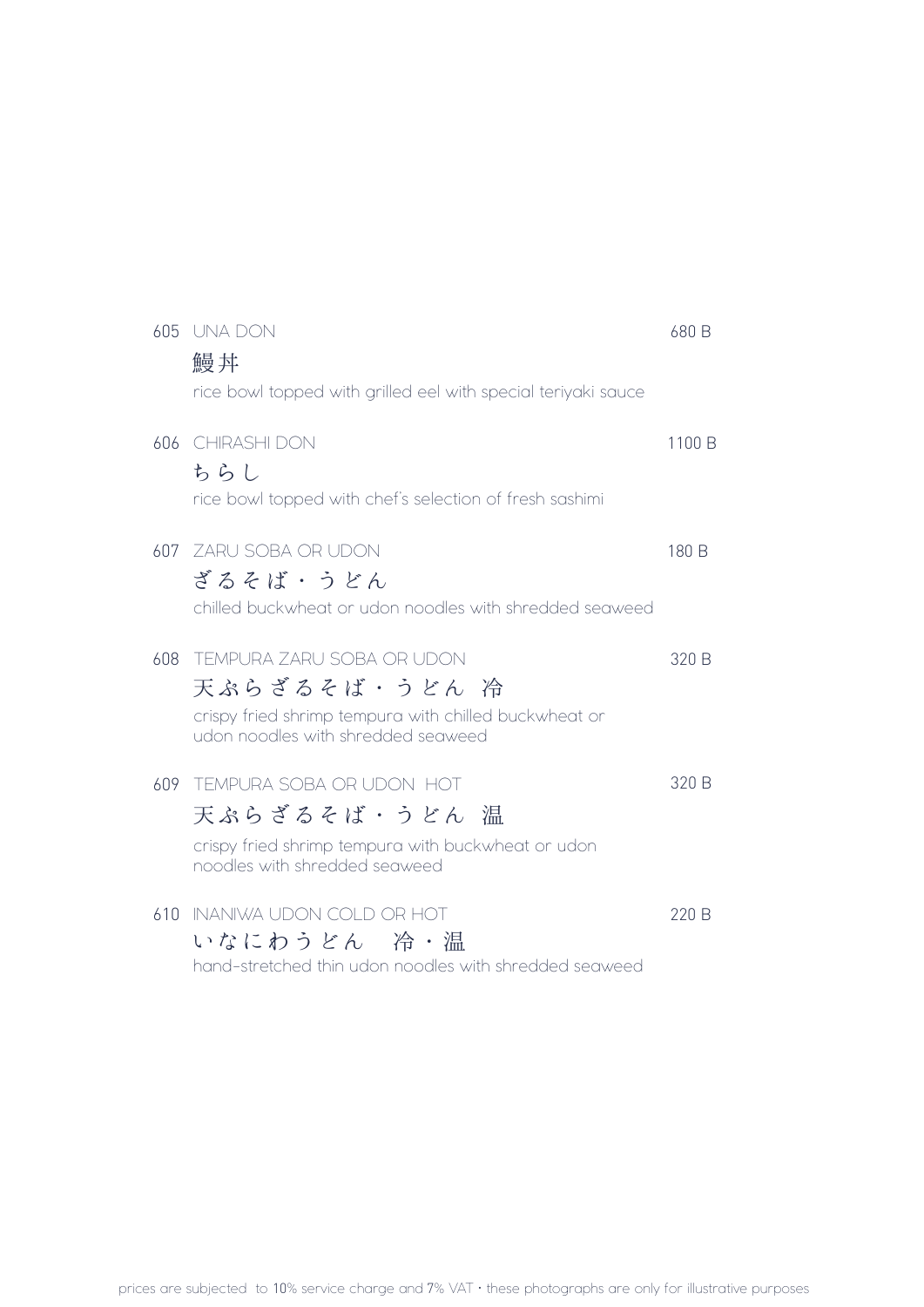605 UNA DON — 680 B

鰻丼

rice bowl topped with grilled eel with special teriyaki sauce

606 CHIRASHI DON — 1100 B

ちらし

rice bowl topped with chef's selection of fresh sashimi

607 ZARU SOBA OR UDON — 180 B

ざるそば・うどん

chilled buckwheat or udon noodles with shredded seaweed

608 TEMPURA ZARU SOBA OR UDON — 320 B

天ぷらざるそば・うどん 冷

crispy fried shrimp tempura with chilled buckwheat or udon noodles with shredded seaweed

609 TEMPURA SOBA OR UDON HOT — 320 B

天ぷらざるそば・うどん 温

crispy fried shrimp tempura with buckwheat or udon noodles with shredded seaweed

610 INANIWA UDON COLD OR HOT — 220 B

いなにわうどん 冷・温

hand-stretched thin udon noodles with shredded seaweed

prices are subjected to 10% service charge and 7% VAT • these photographs are only for illustrative purposes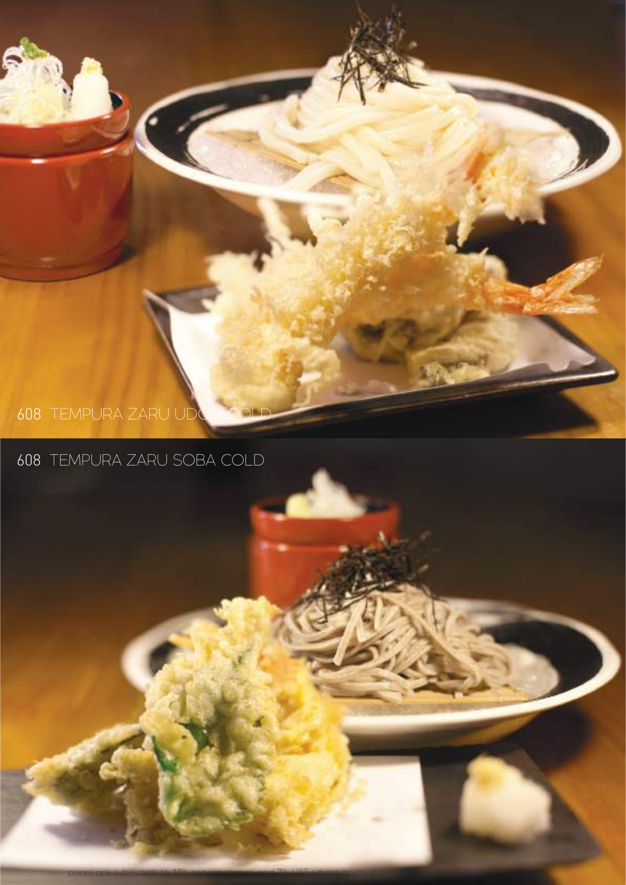608 TEMPURA ZARU UDON COLD

608 TEMPURA ZARU SOBA COLD

prices are subjected to 10% service charge and 7% VAT • these photographs are for illustration purposes only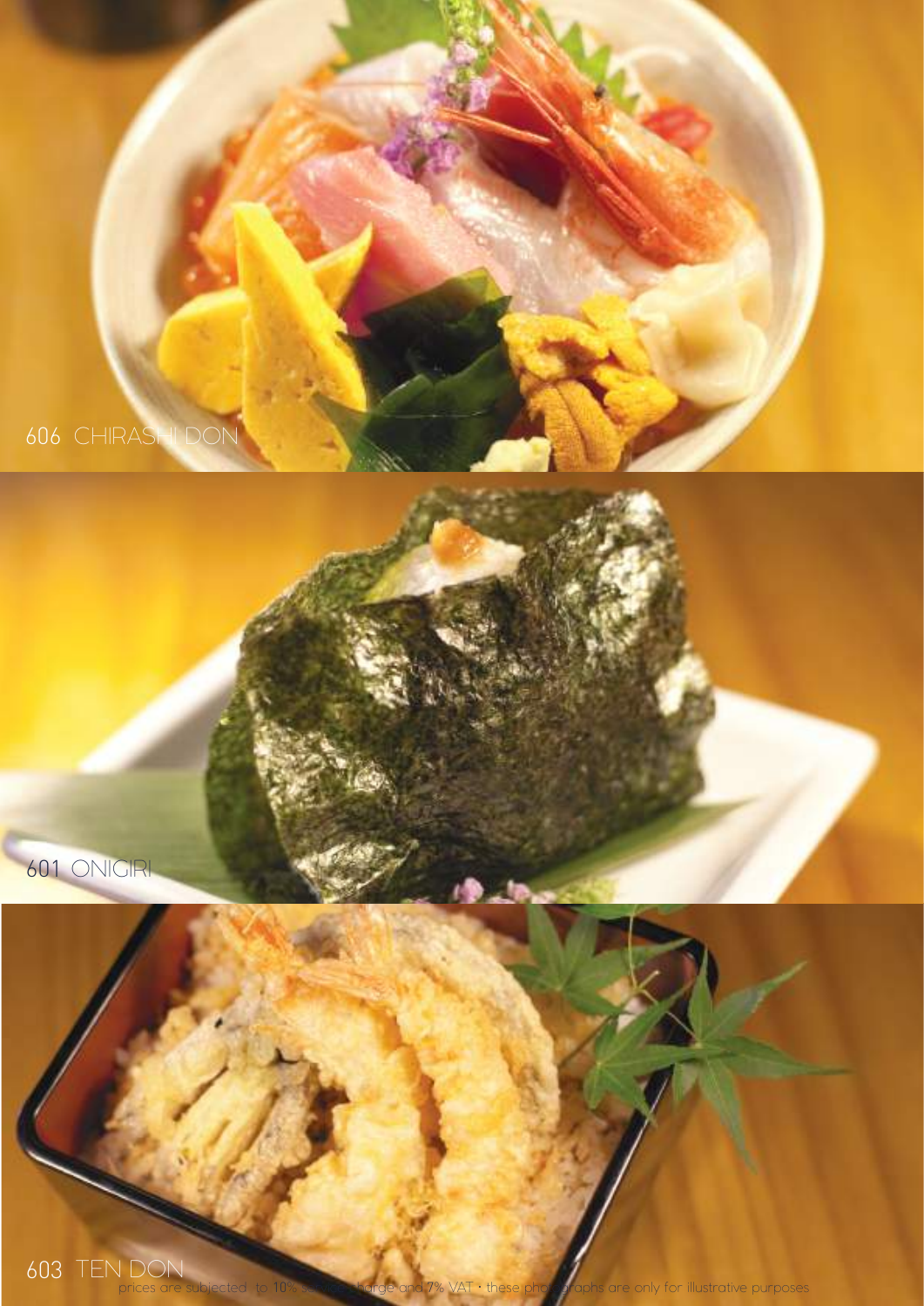606 CHIRASHI DON

601 ONIGIRI

603 TEN DON

prices are subjected to 10% service charge and 7% VAT · these photographs are only for illustrative purposes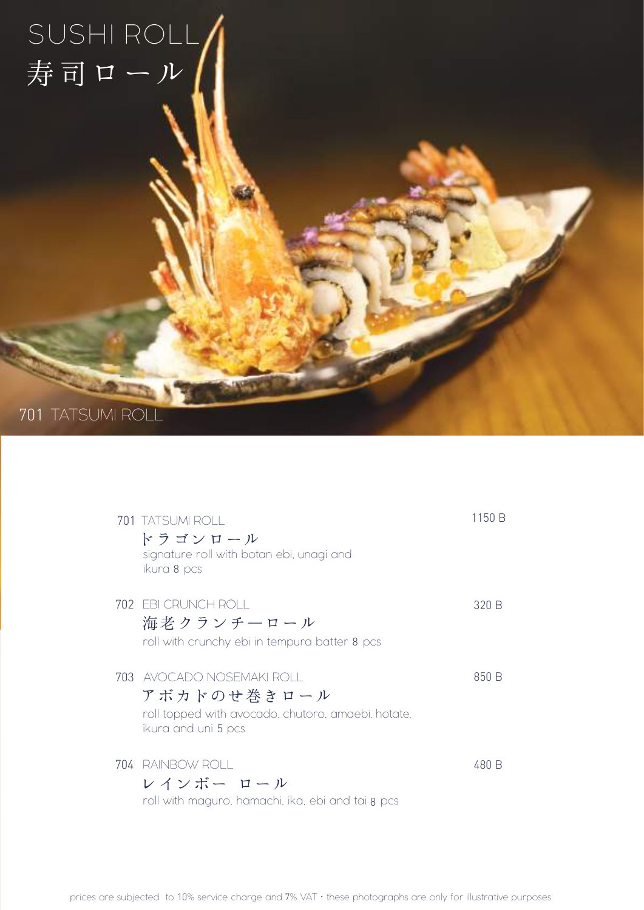# SUSHI ROLL
# 寿司ロール

701 TATSUMI ROLL

| | | |
|---|---|---|
| 701 | TATSUMI ROLL<br>ドラゴンロール<br>signature roll with botan ebi, unagi and ikura 8 pcs | 1150 B |
| 702 | EBI CRUNCH ROLL<br>海老クランチーロール<br>roll with crunchy ebi in tempura batter 8 pcs | 320 B |
| 703 | AVOCADO NOSEMAKI ROLL<br>アボカドのせ巻きロール<br>roll topped with avocado, chutoro, amaebi, hotate, ikura and uni 5 pcs | 850 B |
| 704 | RAINBOW ROLL<br>レインボー ロール<br>roll with maguro, hamachi, ika, ebi and tai 8 pcs | 480 B |

prices are subjected to 10% service charge and 7% VAT • these photographs are only for illustrative purposes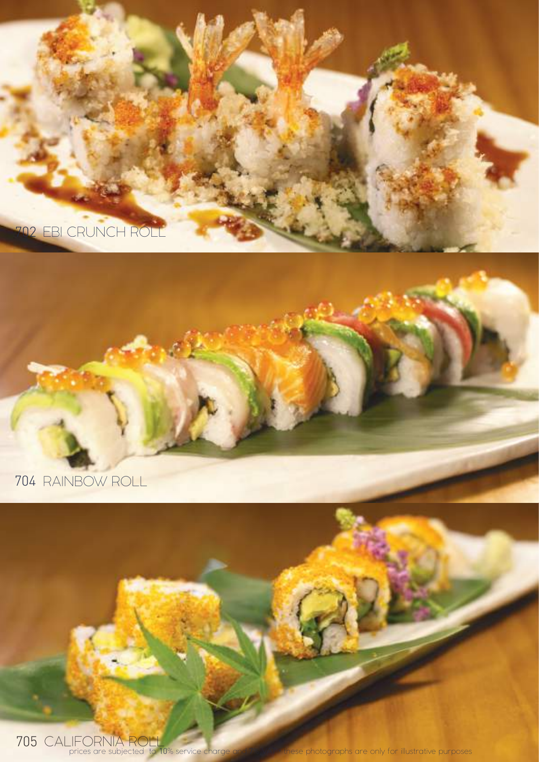702 EBI CRUNCH ROLL

704 RAINBOW ROLL

705 CALIFORNIA ROLL

prices are subjected to 10% service charge and ... these photographs are only for illustrative purposes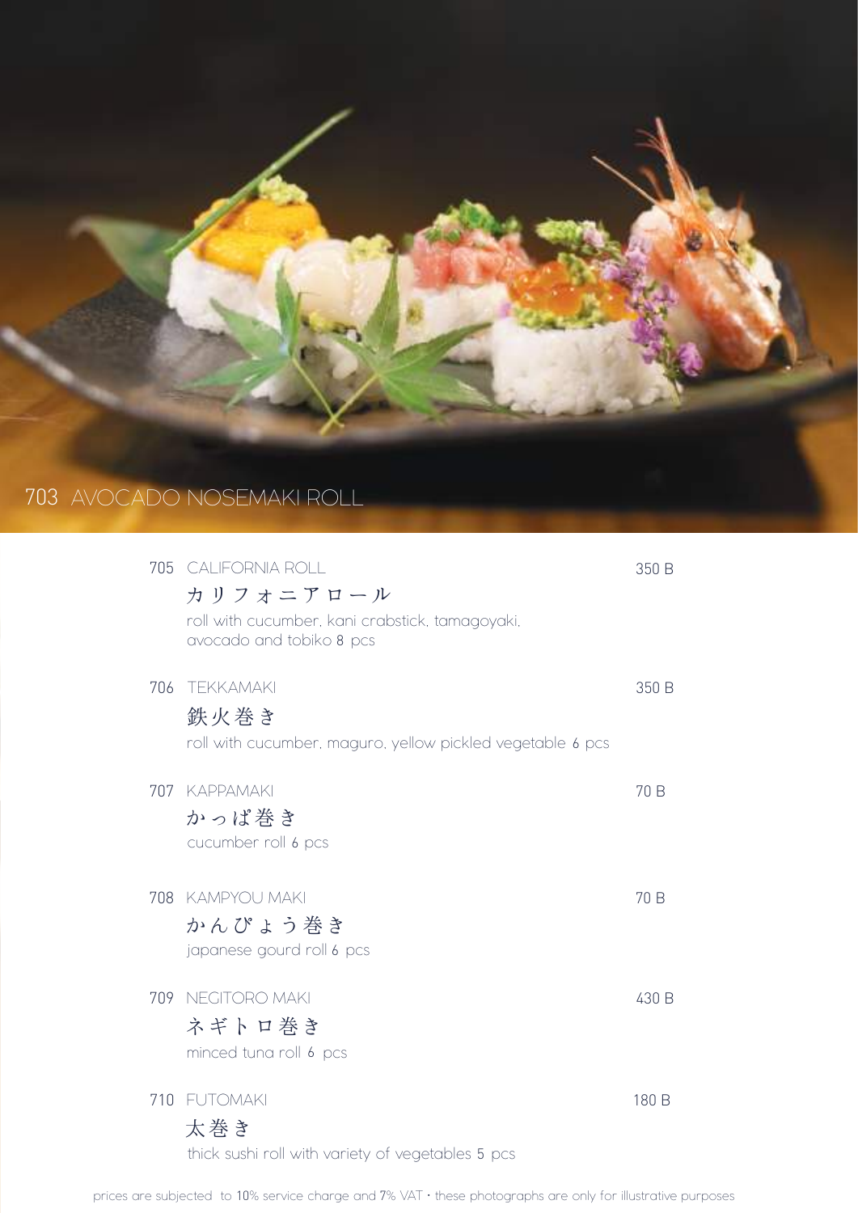703 AVOCADO NOSEMAKI ROLL

705 CALIFORNIA ROLL — 350 B

カリフォニアロール

roll with cucumber, kani crabstick, tamagoyaki, avocado and tobiko 8 pcs

706 TEKKAMAKI — 350 B

鉄火巻き

roll with cucumber, maguro, yellow pickled vegetable 6 pcs

707 KAPPAMAKI — 70 B

かっぱ巻き

cucumber roll 6 pcs

708 KAMPYOU MAKI — 70 B

かんぴょう巻き

japanese gourd roll 6 pcs

709 NEGITORO MAKI — 430 B

ネギトロ巻き

minced tuna roll 6 pcs

710 FUTOMAKI — 180 B

太巻き

thick sushi roll with variety of vegetables 5 pcs

prices are subjected to 10% service charge and 7% VAT • these photographs are only for illustrative purposes